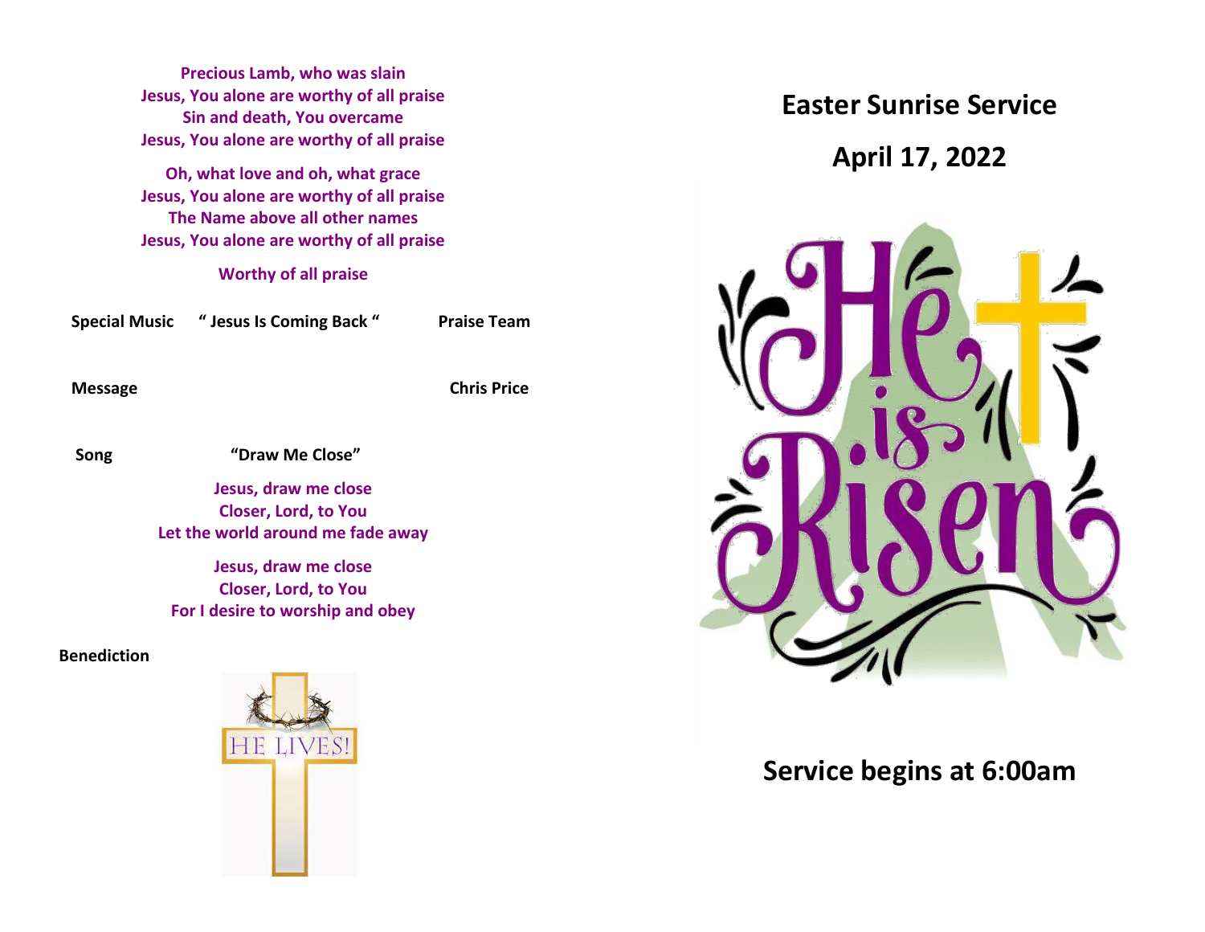Precious Lamb, who was slain
Jesus, You alone are worthy of all praise
Sin and death, You overcame
Jesus, You alone are worthy of all praise

Oh, what love and oh, what grace
Jesus, You alone are worthy of all praise
The Name above all other names
Jesus, You alone are worthy of all praise

Worthy of all praise

**Special Music** " Jesus Is Coming Back " **Praise Team**

**Message** **Chris Price**

**Song** "Draw Me Close"

Jesus, draw me close
Closer, Lord, to You
Let the world around me fade away

Jesus, draw me close
Closer, Lord, to You
For I desire to worship and obey

**Benediction**

# Easter Sunrise Service

## April 17, 2022

## Service begins at 6:00am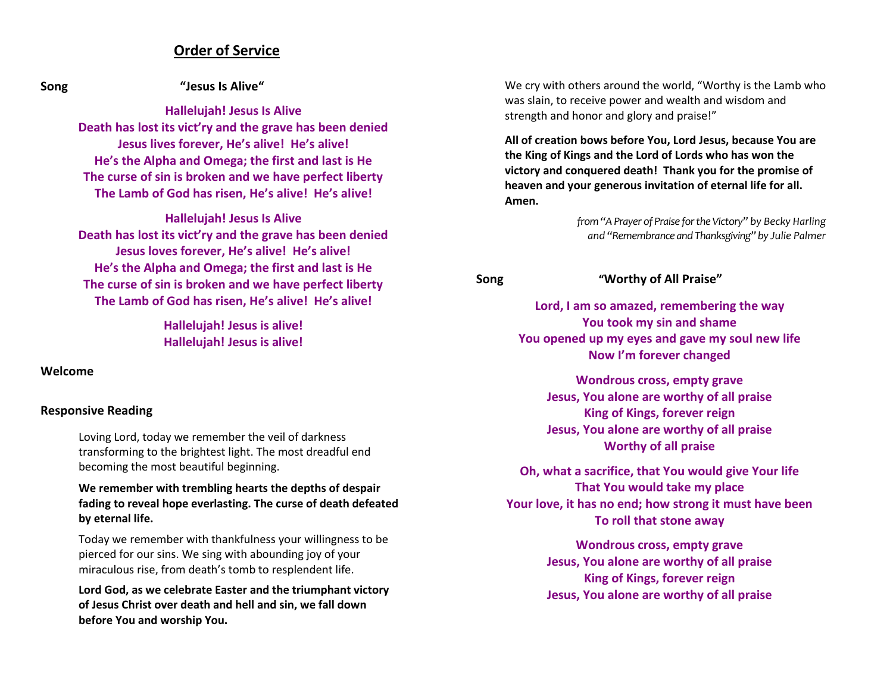## Order of Service

**Song** **"Jesus Is Alive"**

**Hallelujah! Jesus Is Alive**
**Death has lost its vict'ry and the grave has been denied**
**Jesus lives forever, He's alive! He's alive!**
**He's the Alpha and Omega; the first and last is He**
**The curse of sin is broken and we have perfect liberty**
**The Lamb of God has risen, He's alive! He's alive!**

**Hallelujah! Jesus Is Alive**
**Death has lost its vict'ry and the grave has been denied**
**Jesus loves forever, He's alive! He's alive!**
**He's the Alpha and Omega; the first and last is He**
**The curse of sin is broken and we have perfect liberty**
**The Lamb of God has risen, He's alive! He's alive!**

**Hallelujah! Jesus is alive!**
**Hallelujah! Jesus is alive!**

**Welcome**

**Responsive Reading**

Loving Lord, today we remember the veil of darkness transforming to the brightest light. The most dreadful end becoming the most beautiful beginning.

**We remember with trembling hearts the depths of despair fading to reveal hope everlasting. The curse of death defeated by eternal life.**

Today we remember with thankfulness your willingness to be pierced for our sins. We sing with abounding joy of your miraculous rise, from death's tomb to resplendent life.

**Lord God, as we celebrate Easter and the triumphant victory of Jesus Christ over death and hell and sin, we fall down before You and worship You.**

We cry with others around the world, "Worthy is the Lamb who was slain, to receive power and wealth and wisdom and strength and honor and glory and praise!"

**All of creation bows before You, Lord Jesus, because You are the King of Kings and the Lord of Lords who has won the victory and conquered death! Thank you for the promise of heaven and your generous invitation of eternal life for all. Amen.**

*from "A Prayer of Praise for the Victory" by Becky Harling and "Remembrance and Thanksgiving" by Julie Palmer*

**Song** **"Worthy of All Praise"**

**Lord, I am so amazed, remembering the way**
**You took my sin and shame**
**You opened up my eyes and gave my soul new life**
**Now I'm forever changed**

**Wondrous cross, empty grave**
**Jesus, You alone are worthy of all praise**
**King of Kings, forever reign**
**Jesus, You alone are worthy of all praise**
**Worthy of all praise**

**Oh, what a sacrifice, that You would give Your life**
**That You would take my place**
**Your love, it has no end; how strong it must have been**
**To roll that stone away**

**Wondrous cross, empty grave**
**Jesus, You alone are worthy of all praise**
**King of Kings, forever reign**
**Jesus, You alone are worthy of all praise**